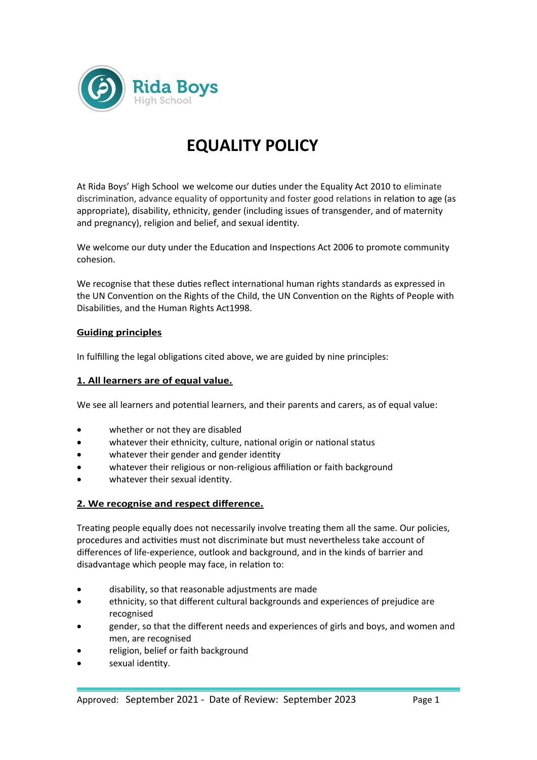# EQUALITY POLICY

At Rida Boys' High School we welcome our duties under the Equality Act 2010 to eliminate discrimination, advance equality of opportunity and foster good relations in relation to age (as appropriate), disability, ethnicity, gender (including issues of transgender, and of maternity and pregnancy), religion and belief, and sexual identity.

We welcome our duty under the Education and Inspections Act 2006 to promote community cohesion.

We recognise that these duties reflect international human rights standards as expressed in the UN Convention on the Rights of the Child, the UN Convention on the Rights of People with Disabilities, and the Human Rights Act1998.

## Guiding principles

In fulfilling the legal obligations cited above, we are guided by nine principles:

### 1. All learners are of equal value.

We see all learners and potential learners, and their parents and carers, as of equal value:

- whether or not they are disabled
- whatever their ethnicity, culture, national origin or national status
- whatever their gender and gender identity
- whatever their religious or non-religious affiliation or faith background
- whatever their sexual identity.

### 2. We recognise and respect difference.

Treating people equally does not necessarily involve treating them all the same. Our policies, procedures and activities must not discriminate but must nevertheless take account of differences of life-experience, outlook and background, and in the kinds of barrier and disadvantage which people may face, in relation to:

- disability, so that reasonable adjustments are made
- ethnicity, so that different cultural backgrounds and experiences of prejudice are recognised
- gender, so that the different needs and experiences of girls and boys, and women and men, are recognised
- religion, belief or faith background
- sexual identity.

Approved: September 2021 - Date of Review: September 2023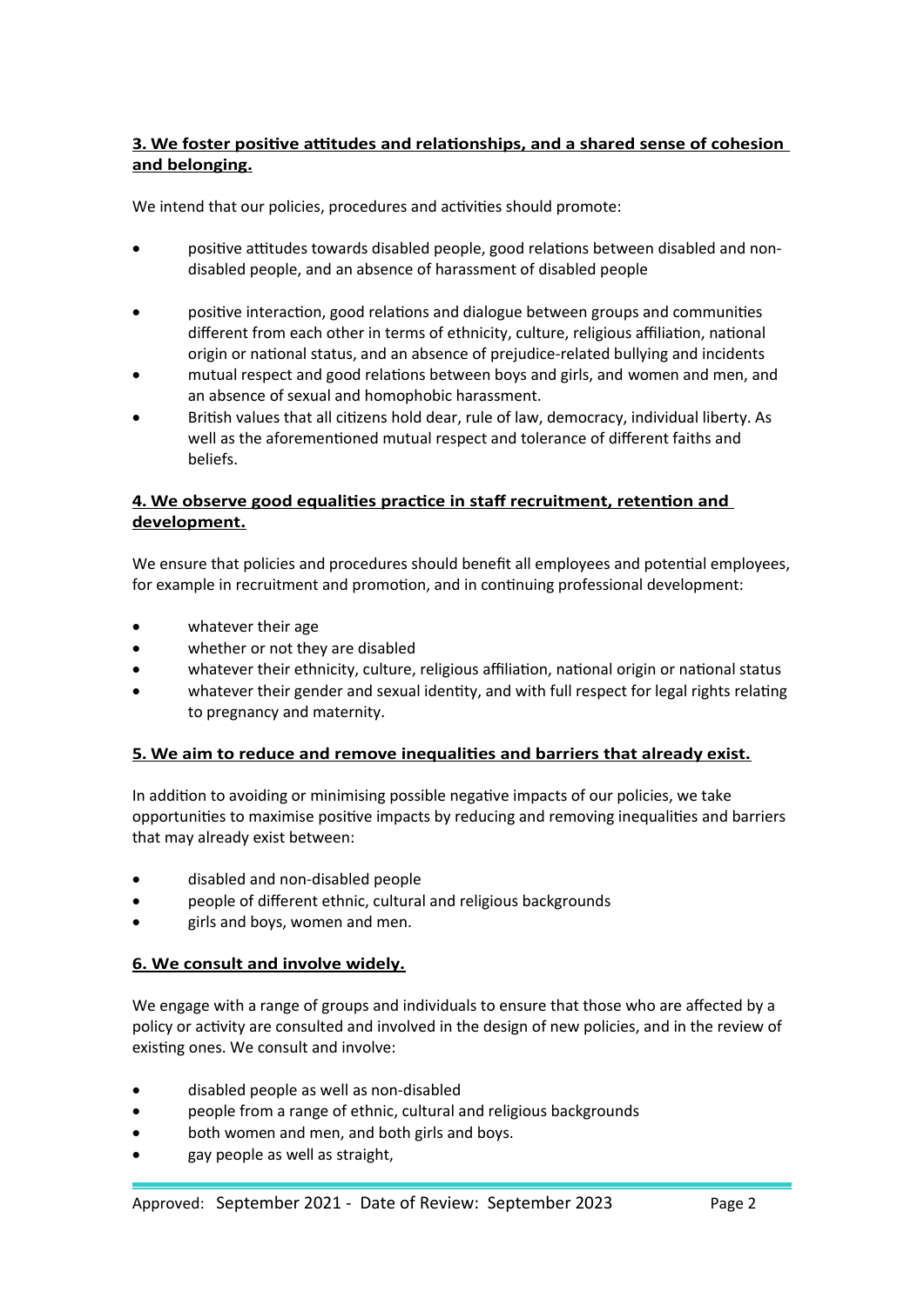**3. We foster positive attitudes and relationships, and a shared sense of cohesion and belonging.**

We intend that our policies, procedures and activities should promote:

- positive attitudes towards disabled people, good relations between disabled and non-disabled people, and an absence of harassment of disabled people
- positive interaction, good relations and dialogue between groups and communities different from each other in terms of ethnicity, culture, religious affiliation, national origin or national status, and an absence of prejudice-related bullying and incidents
- mutual respect and good relations between boys and girls, and women and men, and an absence of sexual and homophobic harassment.
- British values that all citizens hold dear, rule of law, democracy, individual liberty. As well as the aforementioned mutual respect and tolerance of different faiths and beliefs.

**4. We observe good equalities practice in staff recruitment, retention and development.**

We ensure that policies and procedures should benefit all employees and potential employees, for example in recruitment and promotion, and in continuing professional development:

- whatever their age
- whether or not they are disabled
- whatever their ethnicity, culture, religious affiliation, national origin or national status
- whatever their gender and sexual identity, and with full respect for legal rights relating to pregnancy and maternity.

**5. We aim to reduce and remove inequalities and barriers that already exist.**

In addition to avoiding or minimising possible negative impacts of our policies, we take opportunities to maximise positive impacts by reducing and removing inequalities and barriers that may already exist between:

- disabled and non-disabled people
- people of different ethnic, cultural and religious backgrounds
- girls and boys, women and men.

**6. We consult and involve widely.**

We engage with a range of groups and individuals to ensure that those who are affected by a policy or activity are consulted and involved in the design of new policies, and in the review of existing ones. We consult and involve:

- disabled people as well as non-disabled
- people from a range of ethnic, cultural and religious backgrounds
- both women and men, and both girls and boys.
- gay people as well as straight,

Approved: September 2021 - Date of Review: September 2023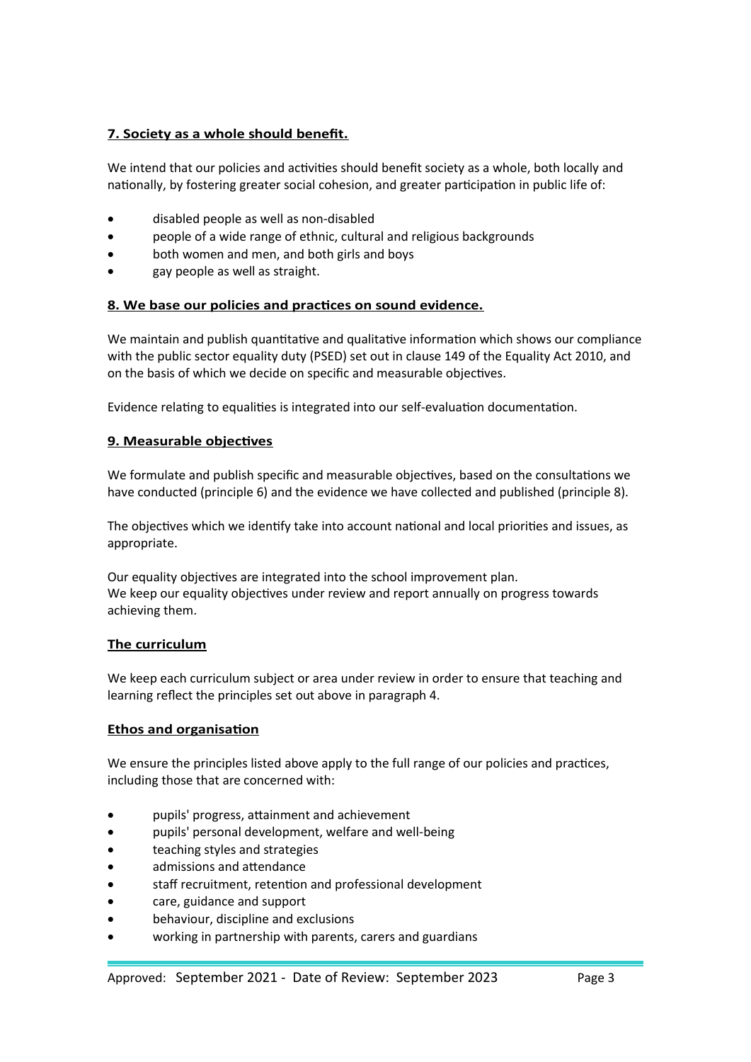**7. Society as a whole should benefit.**

We intend that our policies and activities should benefit society as a whole, both locally and nationally, by fostering greater social cohesion, and greater participation in public life of:

- disabled people as well as non-disabled
- people of a wide range of ethnic, cultural and religious backgrounds
- both women and men, and both girls and boys
- gay people as well as straight.

**8. We base our policies and practices on sound evidence.**

We maintain and publish quantitative and qualitative information which shows our compliance with the public sector equality duty (PSED) set out in clause 149 of the Equality Act 2010, and on the basis of which we decide on specific and measurable objectives.

Evidence relating to equalities is integrated into our self-evaluation documentation.

**9. Measurable objectives**

We formulate and publish specific and measurable objectives, based on the consultations we have conducted (principle 6) and the evidence we have collected and published (principle 8).

The objectives which we identify take into account national and local priorities and issues, as appropriate.

Our equality objectives are integrated into the school improvement plan.
We keep our equality objectives under review and report annually on progress towards achieving them.

**The curriculum**

We keep each curriculum subject or area under review in order to ensure that teaching and learning reflect the principles set out above in paragraph 4.

**Ethos and organisation**

We ensure the principles listed above apply to the full range of our policies and practices, including those that are concerned with:

- pupils' progress, attainment and achievement
- pupils' personal development, welfare and well-being
- teaching styles and strategies
- admissions and attendance
- staff recruitment, retention and professional development
- care, guidance and support
- behaviour, discipline and exclusions
- working in partnership with parents, carers and guardians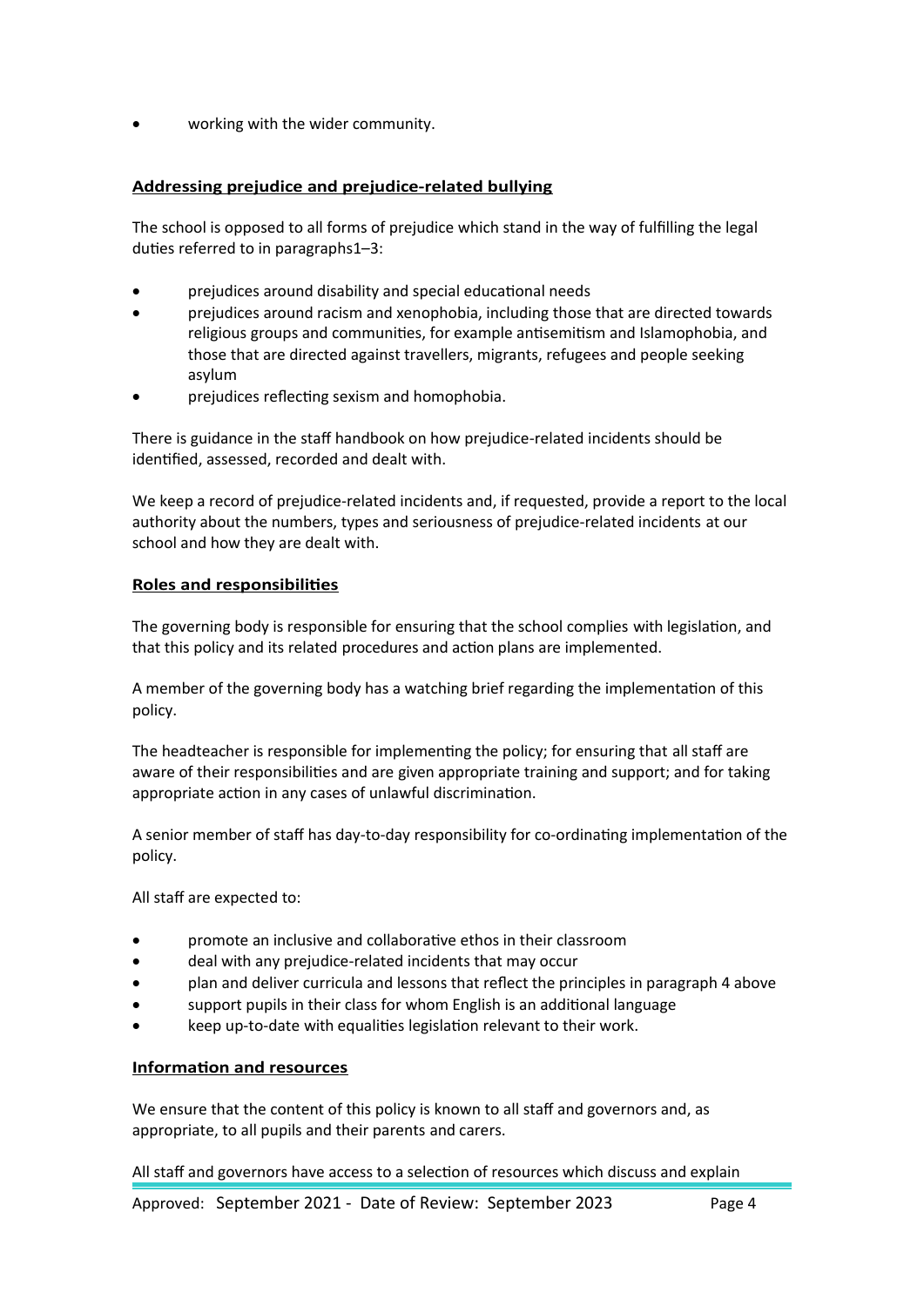- working with the wider community.

## Addressing prejudice and prejudice-related bullying

The school is opposed to all forms of prejudice which stand in the way of fulfilling the legal duties referred to in paragraphs1–3:

- prejudices around disability and special educational needs
- prejudices around racism and xenophobia, including those that are directed towards religious groups and communities, for example antisemitism and Islamophobia, and those that are directed against travellers, migrants, refugees and people seeking asylum
- prejudices reflecting sexism and homophobia.

There is guidance in the staff handbook on how prejudice-related incidents should be identified, assessed, recorded and dealt with.

We keep a record of prejudice-related incidents and, if requested, provide a report to the local authority about the numbers, types and seriousness of prejudice-related incidents at our school and how they are dealt with.

## Roles and responsibilities

The governing body is responsible for ensuring that the school complies with legislation, and that this policy and its related procedures and action plans are implemented.

A member of the governing body has a watching brief regarding the implementation of this policy.

The headteacher is responsible for implementing the policy; for ensuring that all staff are aware of their responsibilities and are given appropriate training and support; and for taking appropriate action in any cases of unlawful discrimination.

A senior member of staff has day-to-day responsibility for co-ordinating implementation of the policy.

All staff are expected to:

- promote an inclusive and collaborative ethos in their classroom
- deal with any prejudice-related incidents that may occur
- plan and deliver curricula and lessons that reflect the principles in paragraph 4 above
- support pupils in their class for whom English is an additional language
- keep up-to-date with equalities legislation relevant to their work.

## Information and resources

We ensure that the content of this policy is known to all staff and governors and, as appropriate, to all pupils and their parents and carers.

All staff and governors have access to a selection of resources which discuss and explain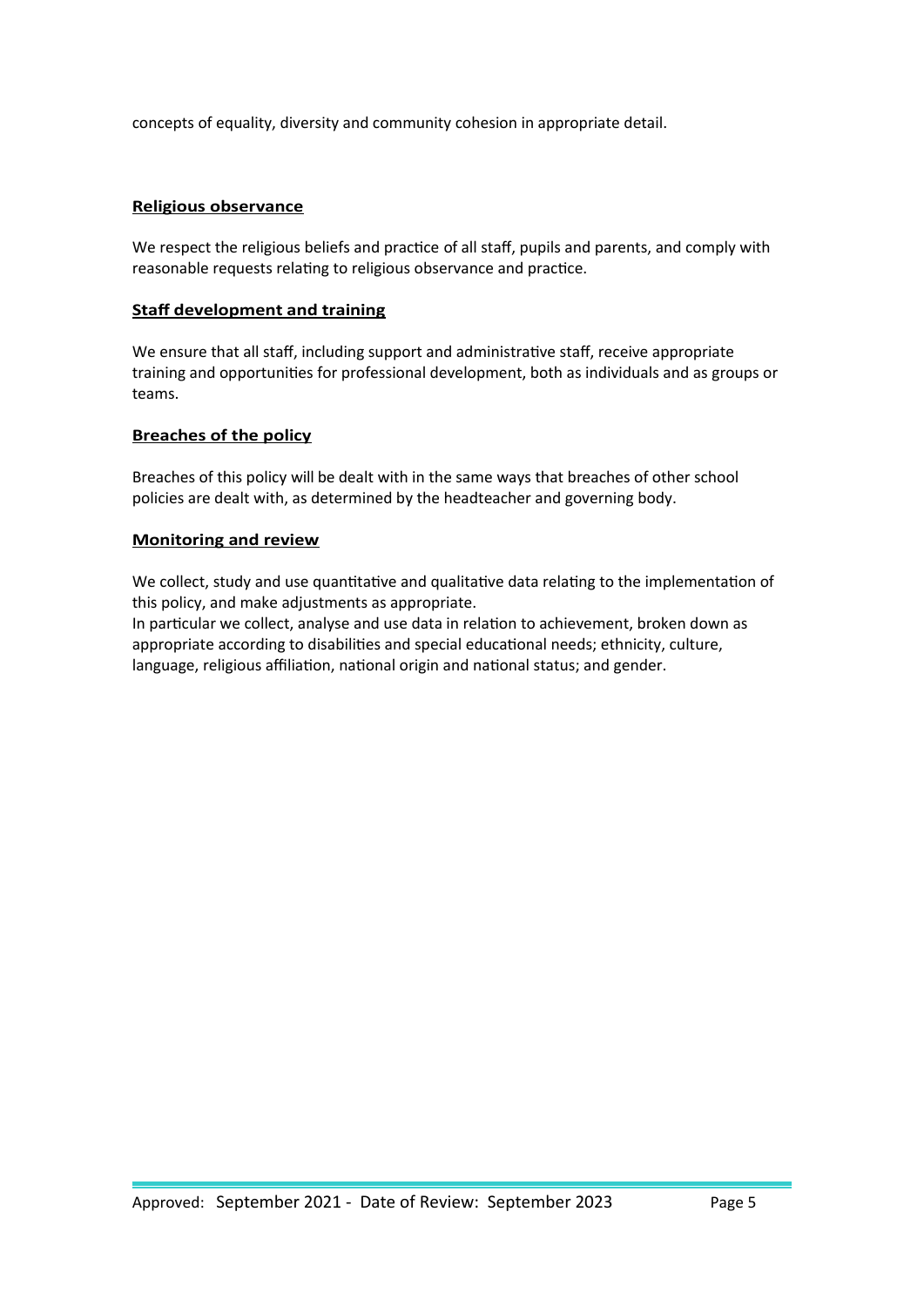concepts of equality, diversity and community cohesion in appropriate detail.

## Religious observance

We respect the religious beliefs and practice of all staff, pupils and parents, and comply with reasonable requests relating to religious observance and practice.

## Staff development and training

We ensure that all staff, including support and administrative staff, receive appropriate training and opportunities for professional development, both as individuals and as groups or teams.

## Breaches of the policy

Breaches of this policy will be dealt with in the same ways that breaches of other school policies are dealt with, as determined by the headteacher and governing body.

## Monitoring and review

We collect, study and use quantitative and qualitative data relating to the implementation of this policy, and make adjustments as appropriate.
In particular we collect, analyse and use data in relation to achievement, broken down as appropriate according to disabilities and special educational needs; ethnicity, culture, language, religious affiliation, national origin and national status; and gender.